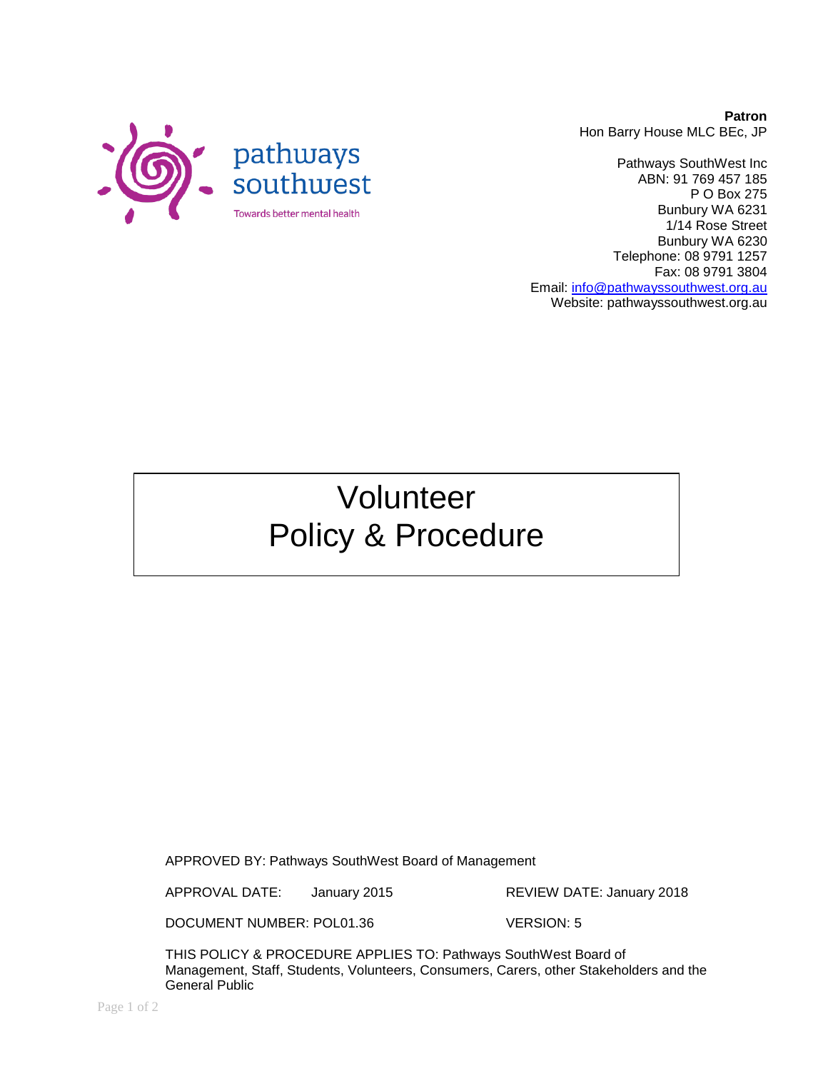pathways southwest

Towards better mental health

**Patron**
Hon Barry House MLC BEc, JP

Pathways SouthWest Inc
ABN: 91 769 457 185
P O Box 275
Bunbury WA 6231
1/14 Rose Street
Bunbury WA 6230
Telephone: 08 9791 1257
Fax: 08 9791 3804
Email: info@pathwayssouthwest.org.au
Website: pathwayssouthwest.org.au

# Volunteer Policy & Procedure

APPROVED BY: Pathways SouthWest Board of Management

APPROVAL DATE: January 2015

REVIEW DATE: January 2018

DOCUMENT NUMBER: POL01.36

VERSION: 5

THIS POLICY & PROCEDURE APPLIES TO: Pathways SouthWest Board of Management, Staff, Students, Volunteers, Consumers, Carers, other Stakeholders and the General Public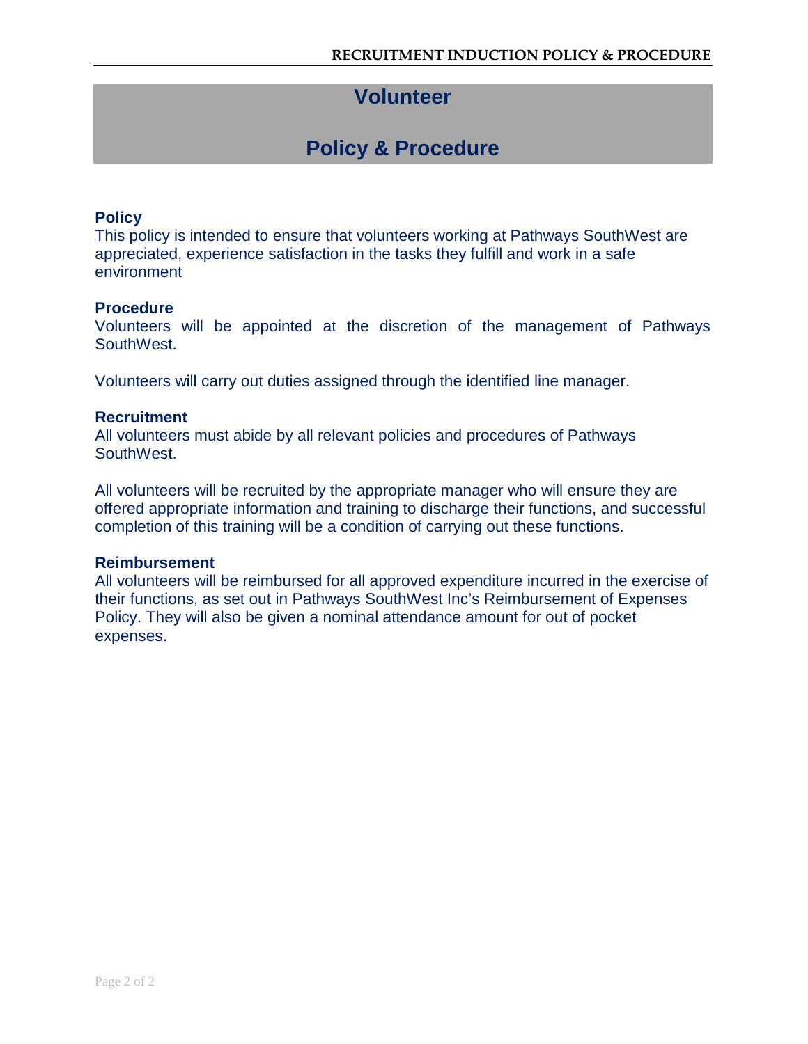# Volunteer

# Policy & Procedure

### Policy

This policy is intended to ensure that volunteers working at Pathways SouthWest are appreciated, experience satisfaction in the tasks they fulfill and work in a safe environment

### Procedure

Volunteers will be appointed at the discretion of the management of Pathways SouthWest.

Volunteers will carry out duties assigned through the identified line manager.

### Recruitment

All volunteers must abide by all relevant policies and procedures of Pathways SouthWest.

All volunteers will be recruited by the appropriate manager who will ensure they are offered appropriate information and training to discharge their functions, and successful completion of this training will be a condition of carrying out these functions.

### Reimbursement

All volunteers will be reimbursed for all approved expenditure incurred in the exercise of their functions, as set out in Pathways SouthWest Inc's Reimbursement of Expenses Policy. They will also be given a nominal attendance amount for out of pocket expenses.